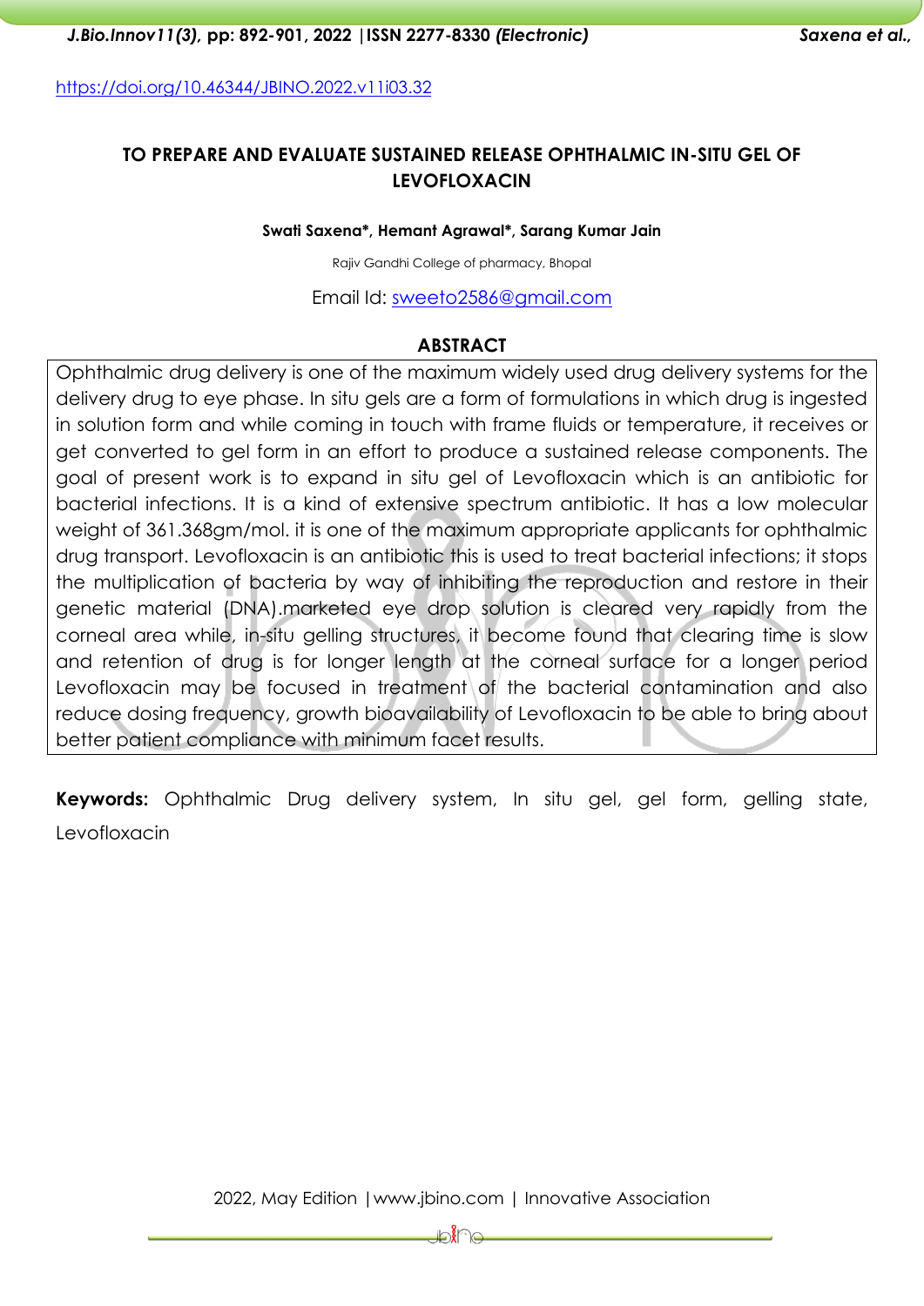https://doi.org/10.46344/JBINO.2022.v11i03.32

# TO PREPARE AND EVALUATE SUSTAINED RELEASE OPHTHALMIC IN-SITU GEL OF LEVOFLOXACIN

**Swati Saxena\*, Hemant Agrawal\*, Sarang Kumar Jain**

Rajiv Gandhi College of pharmacy, Bhopal

Email Id: sweeto2586@gmail.com

## ABSTRACT

Ophthalmic drug delivery is one of the maximum widely used drug delivery systems for the delivery drug to eye phase. In situ gels are a form of formulations in which drug is ingested in solution form and while coming in touch with frame fluids or temperature, it receives or get converted to gel form in an effort to produce a sustained release components. The goal of present work is to expand in situ gel of Levofloxacin which is an antibiotic for bacterial infections. It is a kind of extensive spectrum antibiotic. It has a low molecular weight of 361.368gm/mol. it is one of the maximum appropriate applicants for ophthalmic drug transport. Levofloxacin is an antibiotic this is used to treat bacterial infections; it stops the multiplication of bacteria by way of inhibiting the reproduction and restore in their genetic material (DNA).marketed eye drop solution is cleared very rapidly from the corneal area while, in-situ gelling structures, it become found that clearing time is slow and retention of drug is for longer length at the corneal surface for a longer period Levofloxacin may be focused in treatment of the bacterial contamination and also reduce dosing frequency, growth bioavailability of Levofloxacin to be able to bring about better patient compliance with minimum facet results.

**Keywords:** Ophthalmic Drug delivery system, In situ gel, gel form, gelling state, Levofloxacin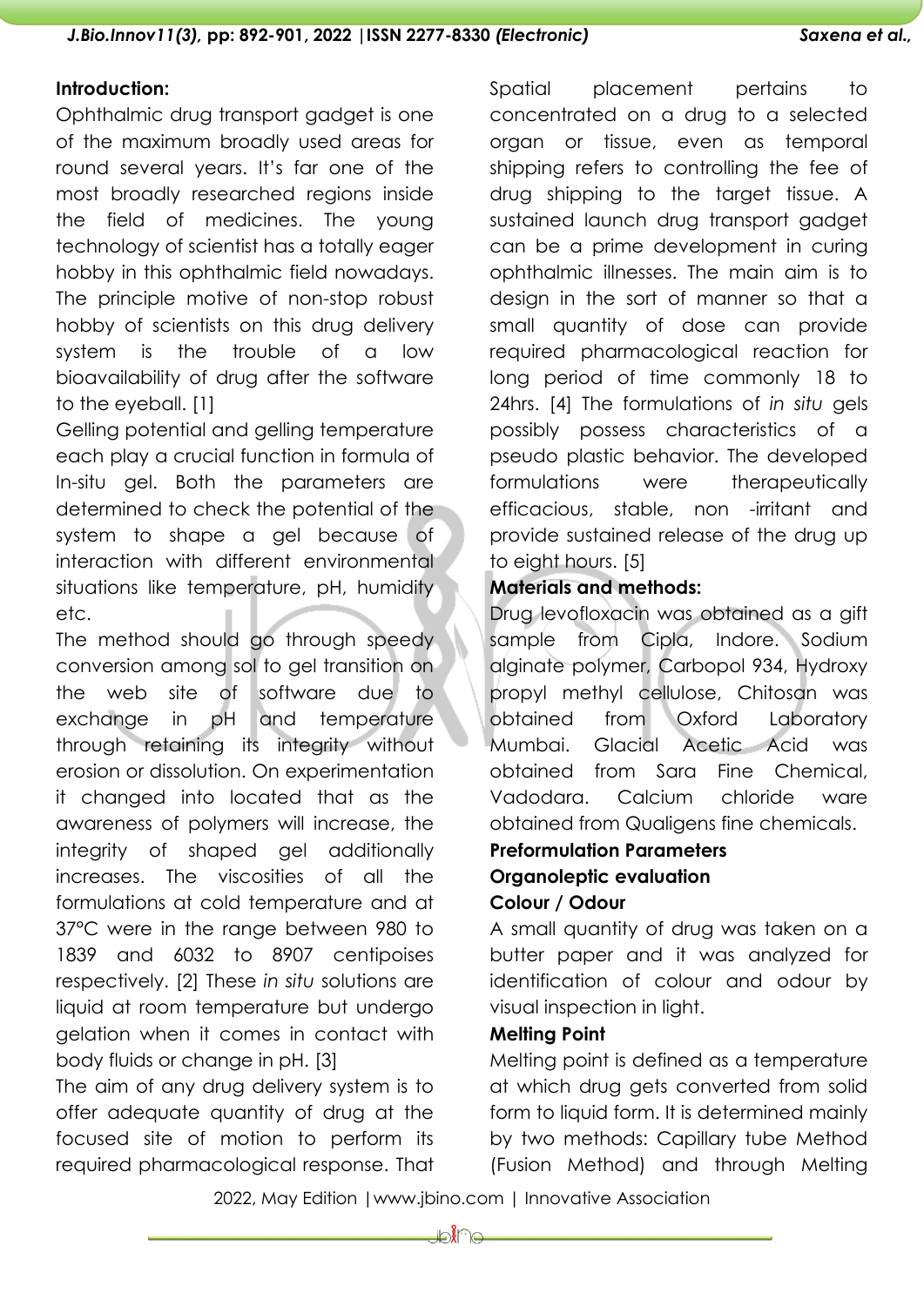**Introduction:**

Ophthalmic drug transport gadget is one of the maximum broadly used areas for round several years. It's far one of the most broadly researched regions inside the field of medicines. The young technology of scientist has a totally eager hobby in this ophthalmic field nowadays. The principle motive of non-stop robust hobby of scientists on this drug delivery system is the trouble of a low bioavailability of drug after the software to the eyeball. [1]

Gelling potential and gelling temperature each play a crucial function in formula of In-situ gel. Both the parameters are determined to check the potential of the system to shape a gel because of interaction with different environmental situations like temperature, pH, humidity etc.

The method should go through speedy conversion among sol to gel transition on the web site of software due to exchange in pH and temperature through retaining its integrity without erosion or dissolution. On experimentation it changed into located that as the awareness of polymers will increase, the integrity of shaped gel additionally increases. The viscosities of all the formulations at cold temperature and at 37°C were in the range between 980 to 1839 and 6032 to 8907 centipoises respectively. [2] These *in situ* solutions are liquid at room temperature but undergo gelation when it comes in contact with body fluids or change in pH. [3]

The aim of any drug delivery system is to offer adequate quantity of drug at the focused site of motion to perform its required pharmacological response. That Spatial placement pertains to concentrated on a drug to a selected organ or tissue, even as temporal shipping refers to controlling the fee of drug shipping to the target tissue. A sustained launch drug transport gadget can be a prime development in curing ophthalmic illnesses. The main aim is to design in the sort of manner so that a small quantity of dose can provide required pharmacological reaction for long period of time commonly 18 to 24hrs. [4] The formulations of *in situ* gels possibly possess characteristics of a pseudo plastic behavior. The developed formulations were therapeutically efficacious, stable, non -irritant and provide sustained release of the drug up to eight hours. [5]

**Materials and methods:**

Drug levofloxacin was obtained as a gift sample from Cipla, Indore. Sodium alginate polymer, Carbopol 934, Hydroxy propyl methyl cellulose, Chitosan was obtained from Oxford Laboratory Mumbai. Glacial Acetic Acid was obtained from Sara Fine Chemical, Vadodara. Calcium chloride ware obtained from Qualigens fine chemicals.

**Preformulation Parameters**

**Organoleptic evaluation**

**Colour / Odour**

A small quantity of drug was taken on a butter paper and it was analyzed for identification of colour and odour by visual inspection in light.

**Melting Point**

Melting point is defined as a temperature at which drug gets converted from solid form to liquid form. It is determined mainly by two methods: Capillary tube Method (Fusion Method) and through Melting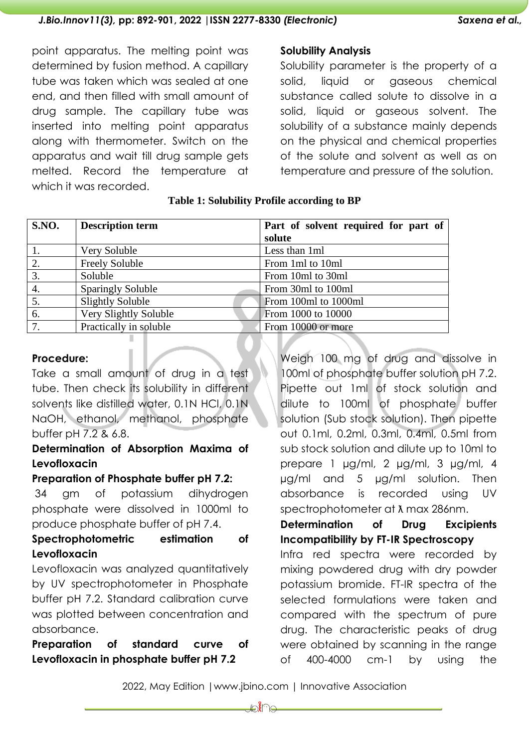point apparatus. The melting point was determined by fusion method. A capillary tube was taken which was sealed at one end, and then filled with small amount of drug sample. The capillary tube was inserted into melting point apparatus along with thermometer. Switch on the apparatus and wait till drug sample gets melted. Record the temperature at which it was recorded.

**Solubility Analysis**

Solubility parameter is the property of a solid, liquid or gaseous chemical substance called solute to dissolve in a solid, liquid or gaseous solvent. The solubility of a substance mainly depends on the physical and chemical properties of the solute and solvent as well as on temperature and pressure of the solution.

**Table 1: Solubility Profile according to BP**

| S.NO. | Description term | Part of solvent required for part of solute |
|---|---|---|
| 1. | Very Soluble | Less than 1ml |
| 2. | Freely Soluble | From 1ml to 10ml |
| 3. | Soluble | From 10ml to 30ml |
| 4. | Sparingly Soluble | From 30ml to 100ml |
| 5. | Slightly Soluble | From 100ml to 1000ml |
| 6. | Very Slightly Soluble | From 1000 to 10000 |
| 7. | Practically in soluble | From 10000 or more |

**Procedure:**

Take a small amount of drug in a test tube. Then check its solubility in different solvents like distilled water, 0.1N HCl, 0.1N NaOH, ethanol, methanol, phosphate buffer pH 7.2 & 6.8.

**Determination of Absorption Maxima of Levofloxacin**

**Preparation of Phosphate buffer pH 7.2:**

34 gm of potassium dihydrogen phosphate were dissolved in 1000ml to produce phosphate buffer of pH 7.4.

**Spectrophotometric estimation of Levofloxacin**

Levofloxacin was analyzed quantitatively by UV spectrophotometer in Phosphate buffer pH 7.2. Standard calibration curve was plotted between concentration and absorbance.

**Preparation of standard curve of Levofloxacin in phosphate buffer pH 7.2**

Weigh 100 mg of drug and dissolve in 100ml of phosphate buffer solution pH 7.2. Pipette out 1ml of stock solution and dilute to 100ml of phosphate buffer solution (Sub stock solution). Then pipette out 0.1ml, 0.2ml, 0.3ml, 0.4ml, 0.5ml from sub stock solution and dilute up to 10ml to prepare 1 μg/ml, 2 μg/ml, 3 μg/ml, 4 μg/ml and 5 μg/ml solution. Then absorbance is recorded using UV spectrophotometer at $\lambda$ max 286nm.

**Determination of Drug Excipients Incompatibility by FT-IR Spectroscopy**

Infra red spectra were recorded by mixing powdered drug with dry powder potassium bromide. FT-IR spectra of the selected formulations were taken and compared with the spectrum of pure drug. The characteristic peaks of drug were obtained by scanning in the range of 400-4000 cm-1 by using the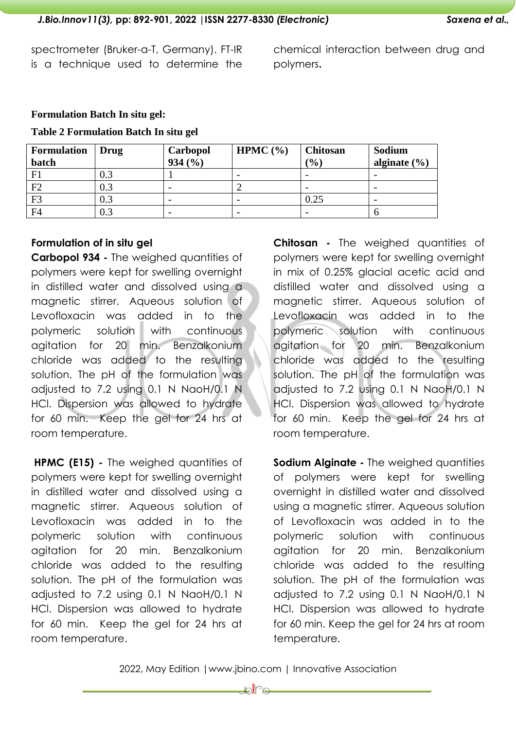spectrometer (Bruker-a-T, Germany). FT-IR is a technique used to determine the chemical interaction between drug and polymers.

**Formulation Batch In situ gel:**

**Table 2 Formulation Batch In situ gel**

| Formulation batch | Drug | Carbopol 934 (%) | HPMC (%) | Chitosan (%) | Sodium alginate (%) |
|---|---|---|---|---|---|
| F1 | 0.3 | 1 | - | - | - |
| F2 | 0.3 | - | 2 | - | - |
| F3 | 0.3 | - | - | 0.25 | - |
| F4 | 0.3 | - | - | - | 6 |

**Formulation of in situ gel**

**Carbopol 934 -** The weighed quantities of polymers were kept for swelling overnight in distilled water and dissolved using a magnetic stirrer. Aqueous solution of Levofloxacin was added in to the polymeric solution with continuous agitation for 20 min. Benzalkonium chloride was added to the resulting solution. The pH of the formulation was adjusted to 7.2 using 0.1 N NaoH/0.1 N HCl. Dispersion was allowed to hydrate for 60 min. Keep the gel for 24 hrs at room temperature.

**HPMC (E15) -** The weighed quantities of polymers were kept for swelling overnight in distilled water and dissolved using a magnetic stirrer. Aqueous solution of Levofloxacin was added in to the polymeric solution with continuous agitation for 20 min. Benzalkonium chloride was added to the resulting solution. The pH of the formulation was adjusted to 7.2 using 0.1 N NaoH/0.1 N HCl. Dispersion was allowed to hydrate for 60 min. Keep the gel for 24 hrs at room temperature.

**Chitosan -** The weighed quantities of polymers were kept for swelling overnight in mix of 0.25% glacial acetic acid and distilled water and dissolved using a magnetic stirrer. Aqueous solution of Levofloxacin was added in to the polymeric solution with continuous agitation for 20 min. Benzalkonium chloride was added to the resulting solution. The pH of the formulation was adjusted to 7.2 using 0.1 N NaoH/0.1 N HCl. Dispersion was allowed to hydrate for 60 min. Keep the gel for 24 hrs at room temperature.

**Sodium Alginate -** The weighed quantities of polymers were kept for swelling overnight in distilled water and dissolved using a magnetic stirrer. Aqueous solution of Levofloxacin was added in to the polymeric solution with continuous agitation for 20 min. Benzalkonium chloride was added to the resulting solution. The pH of the formulation was adjusted to 7.2 using 0.1 N NaoH/0.1 N HCl. Dispersion was allowed to hydrate for 60 min. Keep the gel for 24 hrs at room temperature.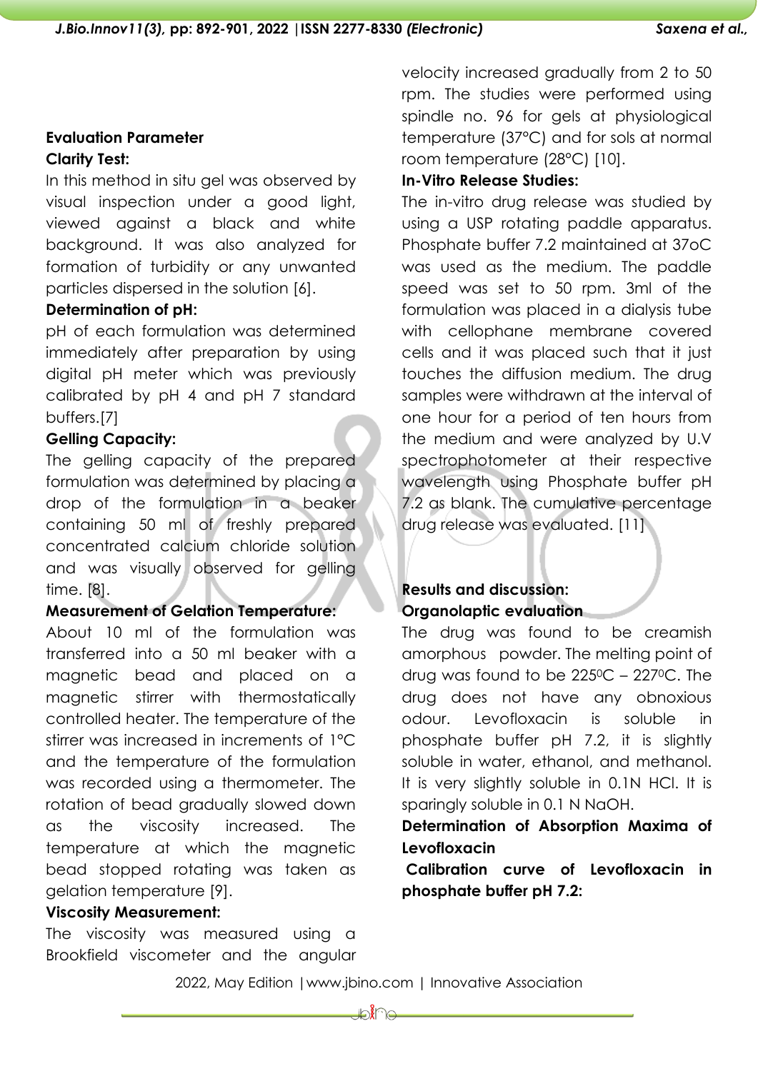### Evaluation Parameter

**Clarity Test:**

In this method in situ gel was observed by visual inspection under a good light, viewed against a black and white background. It was also analyzed for formation of turbidity or any unwanted particles dispersed in the solution [6].

**Determination of pH:**

pH of each formulation was determined immediately after preparation by using digital pH meter which was previously calibrated by pH 4 and pH 7 standard buffers.[7]

**Gelling Capacity:**

The gelling capacity of the prepared formulation was determined by placing a drop of the formulation in a beaker containing 50 ml of freshly prepared concentrated calcium chloride solution and was visually observed for gelling time. [8].

**Measurement of Gelation Temperature:**

About 10 ml of the formulation was transferred into a 50 ml beaker with a magnetic bead and placed on a magnetic stirrer with thermostatically controlled heater. The temperature of the stirrer was increased in increments of 1°C and the temperature of the formulation was recorded using a thermometer. The rotation of bead gradually slowed down as the viscosity increased. The temperature at which the magnetic bead stopped rotating was taken as gelation temperature [9].

**Viscosity Measurement:**

The viscosity was measured using a Brookfield viscometer and the angular velocity increased gradually from 2 to 50 rpm. The studies were performed using spindle no. 96 for gels at physiological temperature (37°C) and for sols at normal room temperature (28°C) [10].

**In-Vitro Release Studies:**

The in-vitro drug release was studied by using a USP rotating paddle apparatus. Phosphate buffer 7.2 maintained at 37oC was used as the medium. The paddle speed was set to 50 rpm. 3ml of the formulation was placed in a dialysis tube with cellophane membrane covered cells and it was placed such that it just touches the diffusion medium. The drug samples were withdrawn at the interval of one hour for a period of ten hours from the medium and were analyzed by U.V spectrophotometer at their respective wavelength using Phosphate buffer pH 7.2 as blank. The cumulative percentage drug release was evaluated. [11]

### Results and discussion:

**Organolaptic evaluation**

The drug was found to be creamish amorphous powder. The melting point of drug was found to be 225$^0$C – 227$^0$C. The drug does not have any obnoxious odour. Levofloxacin is soluble in phosphate buffer pH 7.2, it is slightly soluble in water, ethanol, and methanol. It is very slightly soluble in 0.1N HCl. It is sparingly soluble in 0.1 N NaOH.

**Determination of Absorption Maxima of Levofloxacin**

**Calibration curve of Levofloxacin in phosphate buffer pH 7.2:**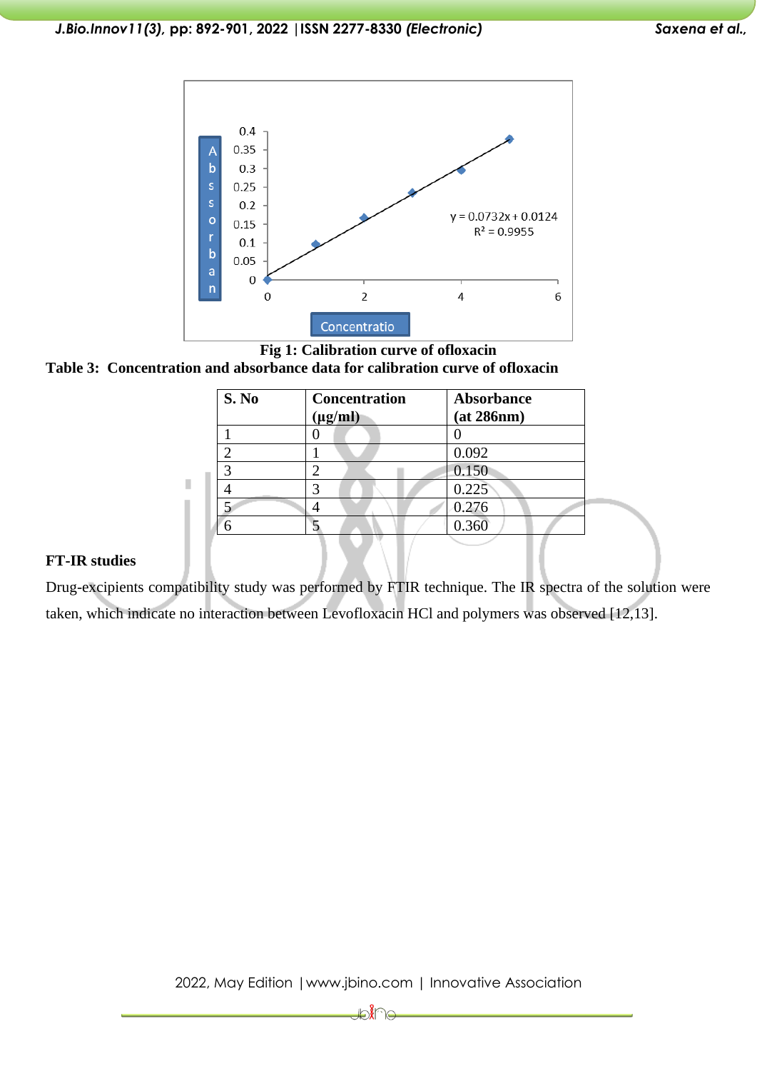Fig 1: Calibration curve of ofloxacin

**Table 3: Concentration and absorbance data for calibration curve of ofloxacin**

| S. No | Concentration (µg/ml) | Absorbance (at 286nm) |
|---|---|---|
| 1 | 0 | 0 |
| 2 | 1 | 0.092 |
| 3 | 2 | 0.150 |
| 4 | 3 | 0.225 |
| 5 | 4 | 0.276 |
| 6 | 5 | 0.360 |

**FT-IR studies**

Drug-excipients compatibility study was performed by FTIR technique. The IR spectra of the solution were taken, which indicate no interaction between Levofloxacin HCl and polymers was observed [12,13].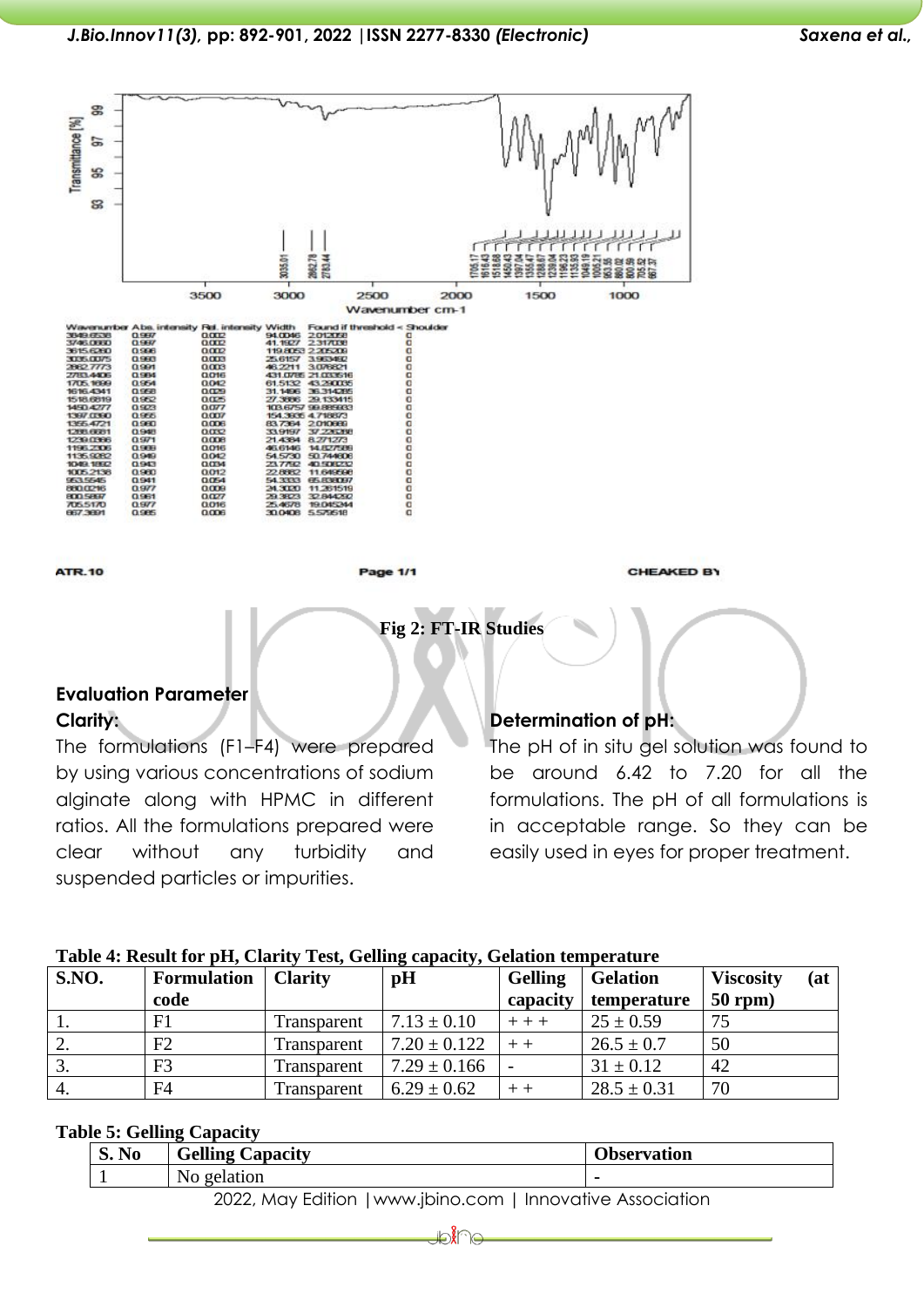Fig 2: FT-IR Studies

## Evaluation Parameter

### Clarity:

The formulations (F1–F4) were prepared by using various concentrations of sodium alginate along with HPMC in different ratios. All the formulations prepared were clear without any turbidity and suspended particles or impurities.

### Determination of pH:

The pH of in situ gel solution was found to be around 6.42 to 7.20 for all the formulations. The pH of all formulations is in acceptable range. So they can be easily used in eyes for proper treatment.

**Table 4: Result for pH, Clarity Test, Gelling capacity, Gelation temperature**

| S.NO. | Formulation code | Clarity | pH | Gelling capacity | Gelation temperature | Viscosity (at 50 rpm) |
|---|---|---|---|---|---|---|
| 1. | F1 | Transparent | 7.13 ± 0.10 | + + + | 25 ± 0.59 | 75 |
| 2. | F2 | Transparent | 7.20 ± 0.122 | + + | 26.5 ± 0.7 | 50 |
| 3. | F3 | Transparent | 7.29 ± 0.166 | - | 31 ± 0.12 | 42 |
| 4. | F4 | Transparent | 6.29 ± 0.62 | + + | 28.5 ± 0.31 | 70 |

**Table 5: Gelling Capacity**

| S. No | Gelling Capacity | Observation |
|---|---|---|
| 1 | No gelation | - |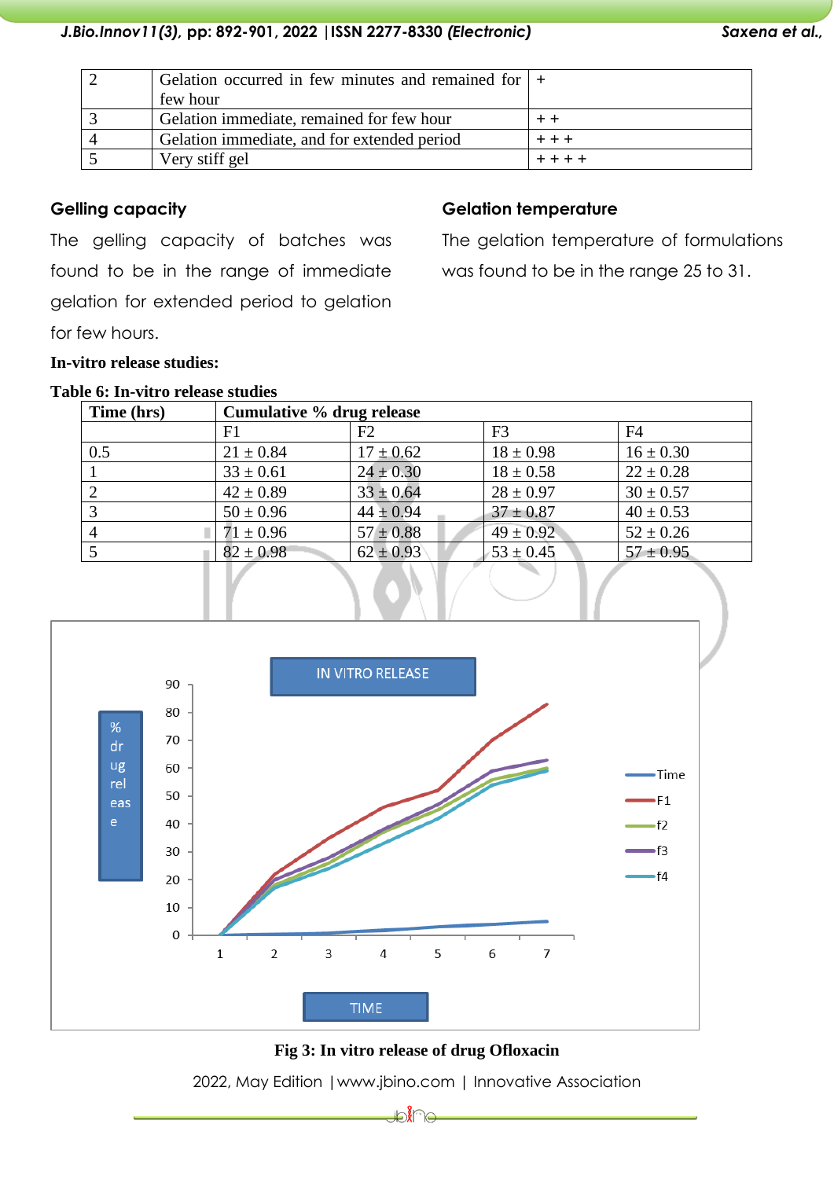| 2 | Gelation occurred in few minutes and remained for few hour | + |
|---|---|---|
| 3 | Gelation immediate, remained for few hour | + + |
| 4 | Gelation immediate, and for extended period | + + + |
| 5 | Very stiff gel | + + + + |

### Gelling capacity

The gelling capacity of batches was found to be in the range of immediate gelation for extended period to gelation for few hours.

### Gelation temperature

The gelation temperature of formulations was found to be in the range 25 to 31.

**In-vitro release studies:**

**Table 6: In-vitro release studies**

| Time (hrs) | Cumulative % drug release | | | |
|---|---|---|---|---|
| | F1 | F2 | F3 | F4 |
| 0.5 | 21 ± 0.84 | 17 ± 0.62 | 18 ± 0.98 | 16 ± 0.30 |
| 1 | 33 ± 0.61 | 24 ± 0.30 | 18 ± 0.58 | 22 ± 0.28 |
| 2 | 42 ± 0.89 | 33 ± 0.64 | 28 ± 0.97 | 30 ± 0.57 |
| 3 | 50 ± 0.96 | 44 ± 0.94 | 37 ± 0.87 | 40 ± 0.53 |
| 4 | 71 ± 0.96 | 57 ± 0.88 | 49 ± 0.92 | 52 ± 0.26 |
| 5 | 82 ± 0.98 | 62 ± 0.93 | 53 ± 0.45 | 57 ± 0.95 |

**Fig 3: In vitro release of drug Ofloxacin**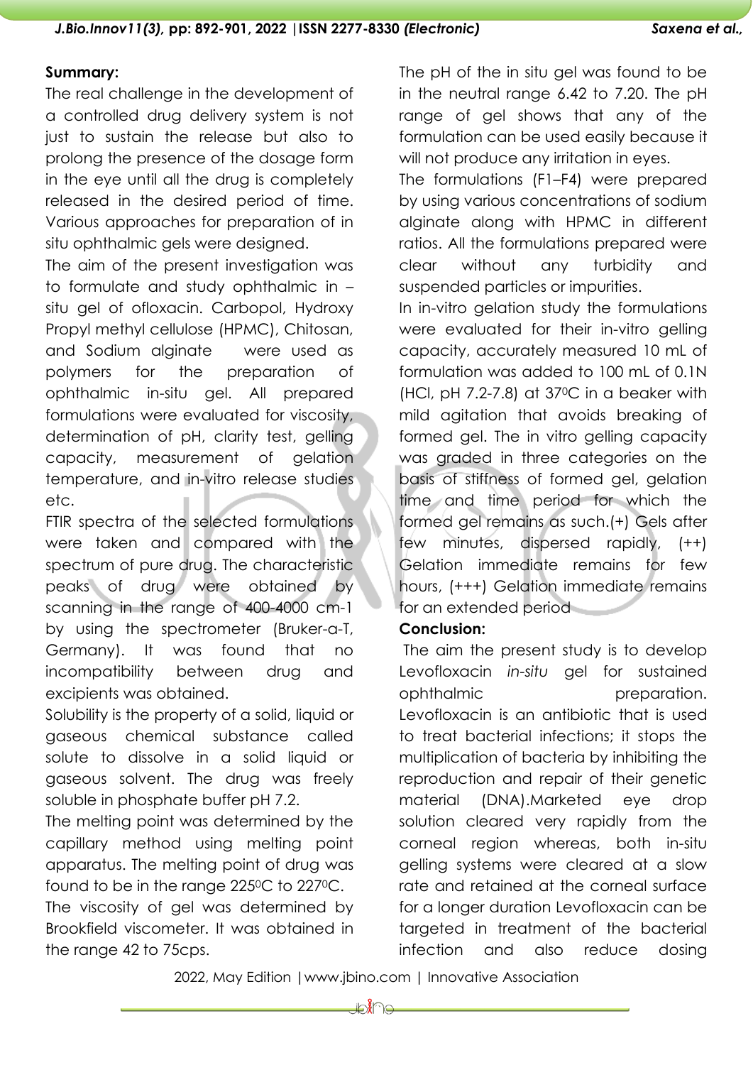**Summary:**

The real challenge in the development of a controlled drug delivery system is not just to sustain the release but also to prolong the presence of the dosage form in the eye until all the drug is completely released in the desired period of time. Various approaches for preparation of in situ ophthalmic gels were designed.

The aim of the present investigation was to formulate and study ophthalmic in – situ gel of ofloxacin. Carbopol, Hydroxy Propyl methyl cellulose (HPMC), Chitosan, and Sodium alginate were used as polymers for the preparation of ophthalmic in-situ gel. All prepared formulations were evaluated for viscosity, determination of pH, clarity test, gelling capacity, measurement of gelation temperature, and in-vitro release studies etc.

FTIR spectra of the selected formulations were taken and compared with the spectrum of pure drug. The characteristic peaks of drug were obtained by scanning in the range of 400-4000 cm-1 by using the spectrometer (Bruker-a-T, Germany). It was found that no incompatibility between drug and excipients was obtained.

Solubility is the property of a solid, liquid or gaseous chemical substance called solute to dissolve in a solid liquid or gaseous solvent. The drug was freely soluble in phosphate buffer pH 7.2.

The melting point was determined by the capillary method using melting point apparatus. The melting point of drug was found to be in the range 225$^0$C to 227$^0$C.

The viscosity of gel was determined by Brookfield viscometer. It was obtained in the range 42 to 75cps.

The pH of the in situ gel was found to be in the neutral range 6.42 to 7.20. The pH range of gel shows that any of the formulation can be used easily because it will not produce any irritation in eyes.

The formulations (F1–F4) were prepared by using various concentrations of sodium alginate along with HPMC in different ratios. All the formulations prepared were clear without any turbidity and suspended particles or impurities.

In in-vitro gelation study the formulations were evaluated for their in-vitro gelling capacity, accurately measured 10 mL of formulation was added to 100 mL of 0.1N (HCl, pH 7.2-7.8) at 37$^0$C in a beaker with mild agitation that avoids breaking of formed gel. The in vitro gelling capacity was graded in three categories on the basis of stiffness of formed gel, gelation time and time period for which the formed gel remains as such.(+) Gels after few minutes, dispersed rapidly, (++) Gelation immediate remains for few hours, (+++) Gelation immediate remains for an extended period

**Conclusion:**

The aim the present study is to develop Levofloxacin *in-situ* gel for sustained ophthalmic preparation. Levofloxacin is an antibiotic that is used to treat bacterial infections; it stops the multiplication of bacteria by inhibiting the reproduction and repair of their genetic material (DNA).Marketed eye drop solution cleared very rapidly from the corneal region whereas, both in-situ gelling systems were cleared at a slow rate and retained at the corneal surface for a longer duration Levofloxacin can be targeted in treatment of the bacterial infection and also reduce dosing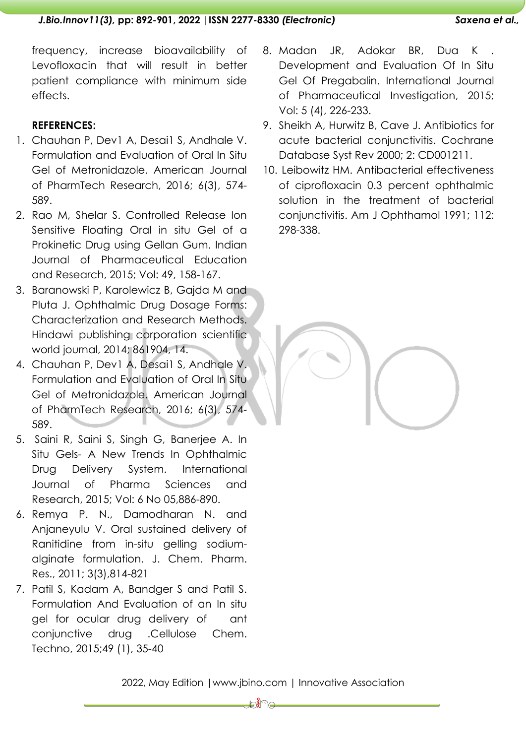frequency, increase bioavailability of Levofloxacin that will result in better patient compliance with minimum side effects.

**REFERENCES:**

1. Chauhan P, Dev1 A, Desai1 S, Andhale V. Formulation and Evaluation of Oral In Situ Gel of Metronidazole. American Journal of PharmTech Research, 2016; 6(3), 574-589.
2. Rao M, Shelar S. Controlled Release Ion Sensitive Floating Oral in situ Gel of a Prokinetic Drug using Gellan Gum. Indian Journal of Pharmaceutical Education and Research, 2015; Vol: 49, 158-167.
3. Baranowski P, Karolewicz B, Gajda M and Pluta J. Ophthalmic Drug Dosage Forms: Characterization and Research Methods. Hindawi publishing corporation scientific world journal, 2014; 861904, 14.
4. Chauhan P, Dev1 A, Desai1 S, Andhale V. Formulation and Evaluation of Oral In Situ Gel of Metronidazole. American Journal of PharmTech Research, 2016; 6(3), 574-589.
5. Saini R, Saini S, Singh G, Banerjee A. In Situ Gels- A New Trends In Ophthalmic Drug Delivery System. International Journal of Pharma Sciences and Research, 2015; Vol: 6 No 05,886-890.
6. Remya P. N., Damodharan N. and Anjaneyulu V. Oral sustained delivery of Ranitidine from in-situ gelling sodium-alginate formulation. J. Chem. Pharm. Res., 2011; 3(3),814-821
7. Patil S, Kadam A, Bandger S and Patil S. Formulation And Evaluation of an In situ gel for ocular drug delivery of ant conjunctive drug .Cellulose Chem. Techno, 2015;49 (1), 35-40
8. Madan JR, Adokar BR, Dua K . Development and Evaluation Of In Situ Gel Of Pregabalin. International Journal of Pharmaceutical Investigation, 2015; Vol: 5 (4), 226-233.
9. Sheikh A, Hurwitz B, Cave J. Antibiotics for acute bacterial conjunctivitis. Cochrane Database Syst Rev 2000; 2: CD001211.
10. Leibowitz HM. Antibacterial effectiveness of ciprofloxacin 0.3 percent ophthalmic solution in the treatment of bacterial conjunctivitis. Am J Ophthamol 1991; 112: 298-338.